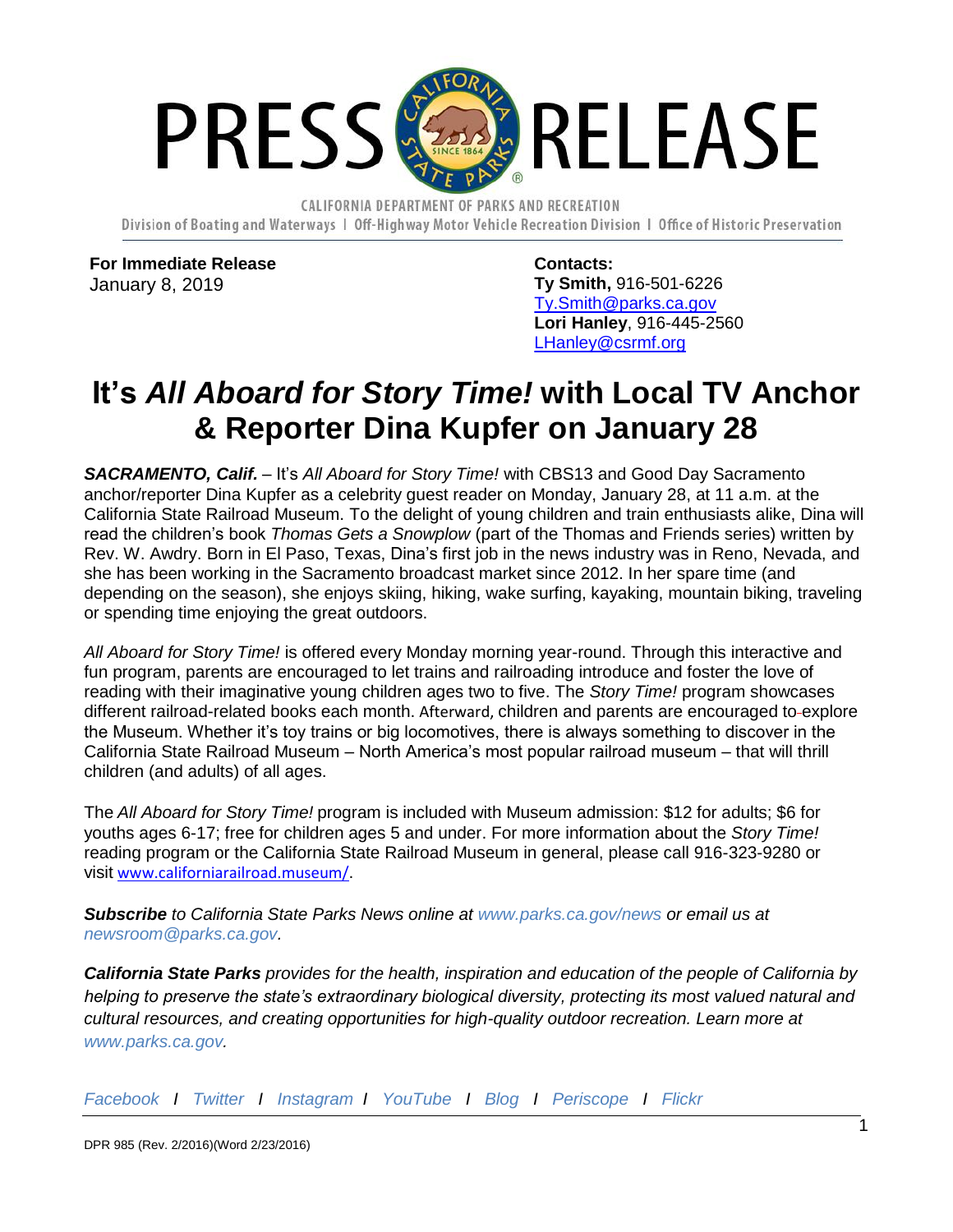# PRESS RELEASE

CALIFORNIA DEPARTMENT OF PARKS AND RECREATION

Division of Boating and Waterways | Off-Highway Motor Vehicle Recreation Division | Office of Historic Preservation

**For Immediate Release**
January 8, 2019

**Contacts:**
**Ty Smith,** 916-501-6226
Ty.Smith@parks.ca.gov
**Lori Hanley**, 916-445-2560
LHanley@csrmf.org

## It's *All Aboard for Story Time!* with Local TV Anchor & Reporter Dina Kupfer on January 28

***SACRAMENTO, Calif.*** – It's *All Aboard for Story Time!* with CBS13 and Good Day Sacramento anchor/reporter Dina Kupfer as a celebrity guest reader on Monday, January 28, at 11 a.m. at the California State Railroad Museum. To the delight of young children and train enthusiasts alike, Dina will read the children's book *Thomas Gets a Snowplow* (part of the Thomas and Friends series) written by Rev. W. Awdry. Born in El Paso, Texas, Dina's first job in the news industry was in Reno, Nevada, and she has been working in the Sacramento broadcast market since 2012. In her spare time (and depending on the season), she enjoys skiing, hiking, wake surfing, kayaking, mountain biking, traveling or spending time enjoying the great outdoors.

*All Aboard for Story Time!* is offered every Monday morning year-round. Through this interactive and fun program, parents are encouraged to let trains and railroading introduce and foster the love of reading with their imaginative young children ages two to five. The *Story Time!* program showcases different railroad-related books each month. Afterward, children and parents are encouraged to explore the Museum. Whether it's toy trains or big locomotives, there is always something to discover in the California State Railroad Museum – North America's most popular railroad museum – that will thrill children (and adults) of all ages.

The *All Aboard for Story Time!* program is included with Museum admission: $12 for adults; $6 for youths ages 6-17; free for children ages 5 and under. For more information about the *Story Time!* reading program or the California State Railroad Museum in general, please call 916-323-9280 or visit www.californiarailroad.museum/.

***Subscribe** to California State Parks News online at www.parks.ca.gov/news or email us at newsroom@parks.ca.gov.*

***California State Parks** provides for the health, inspiration and education of the people of California by helping to preserve the state's extraordinary biological diversity, protecting its most valued natural and cultural resources, and creating opportunities for high-quality outdoor recreation. Learn more at www.parks.ca.gov.*

*Facebook* **/** *Twitter* **/** *Instagram* **/** *YouTube* **/** *Blog* **/** *Periscope* **/** *Flickr*

DPR 985 (Rev. 2/2016)(Word 2/23/2016)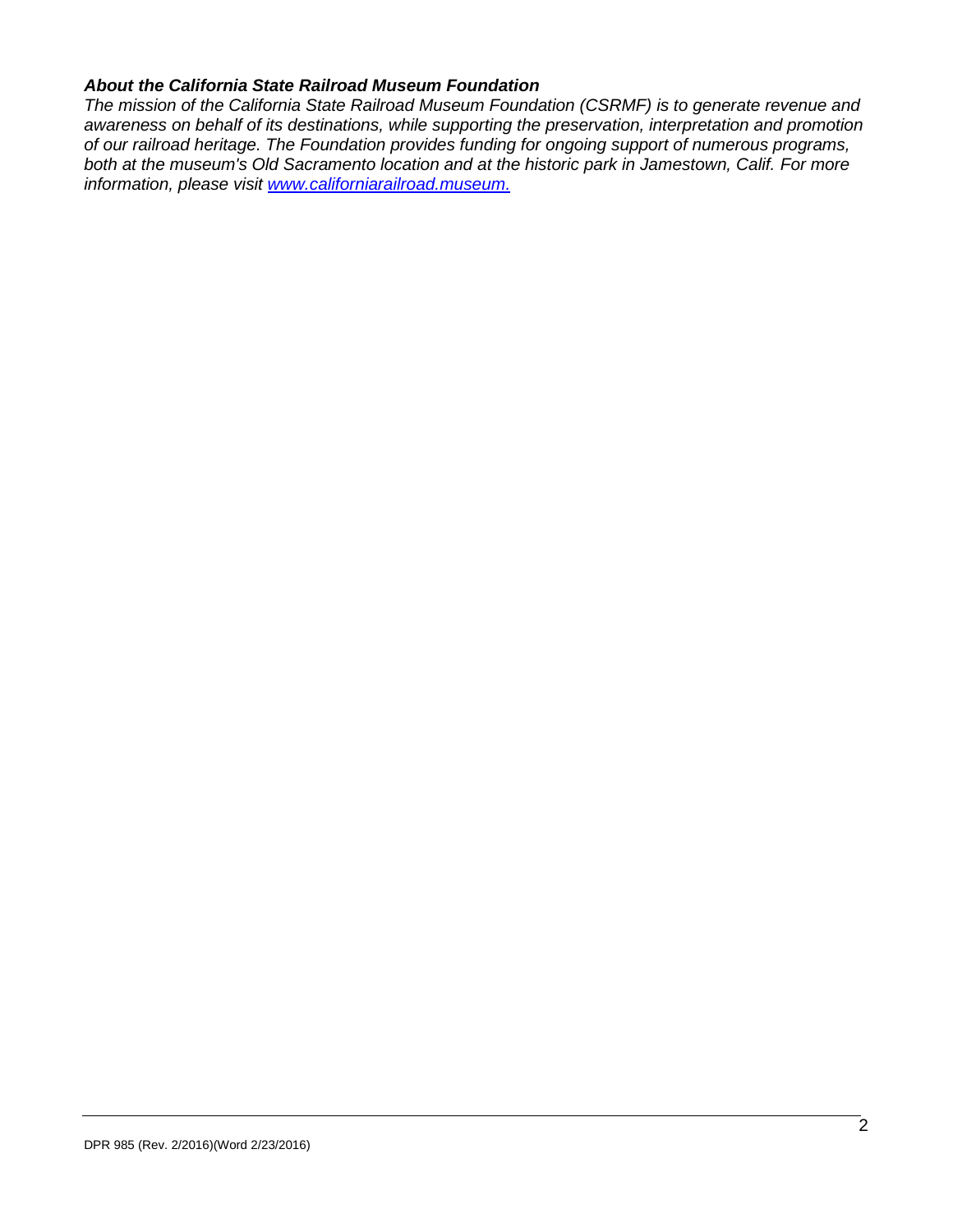***About the California State Railroad Museum Foundation***

*The mission of the California State Railroad Museum Foundation (CSRMF) is to generate revenue and awareness on behalf of its destinations, while supporting the preservation, interpretation and promotion of our railroad heritage. The Foundation provides funding for ongoing support of numerous programs, both at the museum's Old Sacramento location and at the historic park in Jamestown, Calif. For more information, please visit [www.californiarailroad.museum.](http://www.californiarailroad.museum)*

DPR 985 (Rev. 2/2016)(Word 2/23/2016)